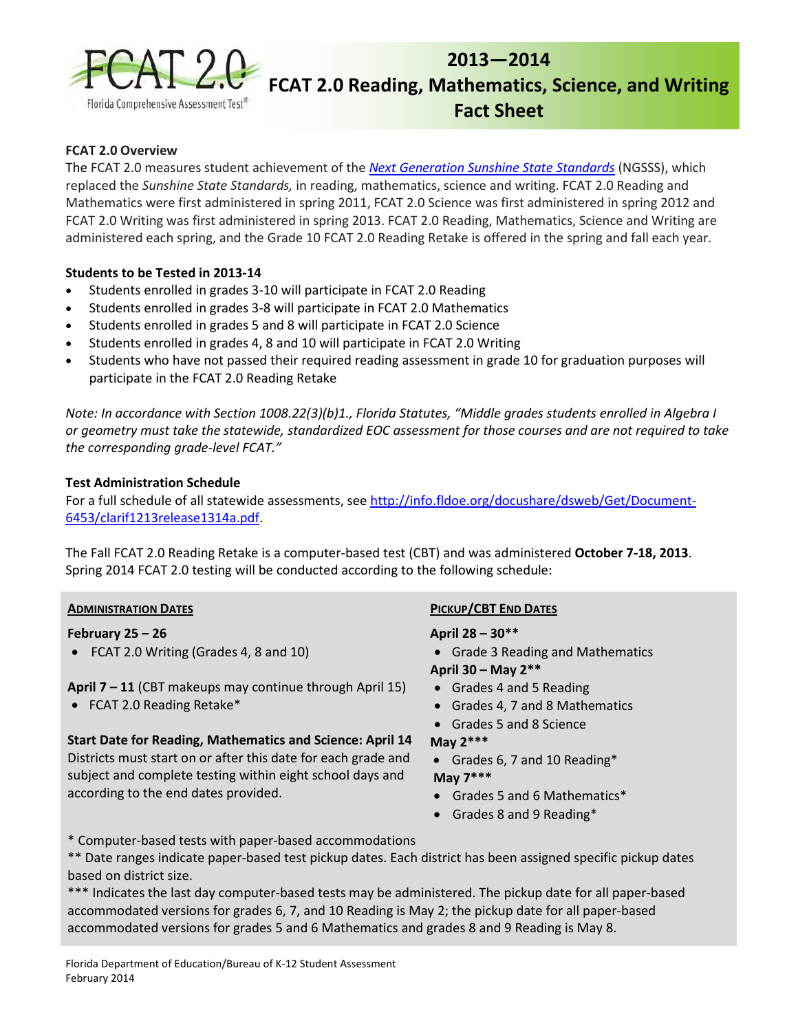# 2013—2014 FCAT 2.0 Reading, Mathematics, Science, and Writing Fact Sheet

FCAT 2.0
Florida Comprehensive Assessment Test®

### FCAT 2.0 Overview

The FCAT 2.0 measures student achievement of the *Next Generation Sunshine State Standards* (NGSSS), which replaced the *Sunshine State Standards,* in reading, mathematics, science and writing. FCAT 2.0 Reading and Mathematics were first administered in spring 2011, FCAT 2.0 Science was first administered in spring 2012 and FCAT 2.0 Writing was first administered in spring 2013. FCAT 2.0 Reading, Mathematics, Science and Writing are administered each spring, and the Grade 10 FCAT 2.0 Reading Retake is offered in the spring and fall each year.

### Students to be Tested in 2013-14

- Students enrolled in grades 3-10 will participate in FCAT 2.0 Reading
- Students enrolled in grades 3-8 will participate in FCAT 2.0 Mathematics
- Students enrolled in grades 5 and 8 will participate in FCAT 2.0 Science
- Students enrolled in grades 4, 8 and 10 will participate in FCAT 2.0 Writing
- Students who have not passed their required reading assessment in grade 10 for graduation purposes will participate in the FCAT 2.0 Reading Retake

*Note: In accordance with Section 1008.22(3)(b)1., Florida Statutes, "Middle grades students enrolled in Algebra I or geometry must take the statewide, standardized EOC assessment for those courses and are not required to take the corresponding grade-level FCAT."*

### Test Administration Schedule

For a full schedule of all statewide assessments, see http://info.fldoe.org/docushare/dsweb/Get/Document-6453/clarif1213release1314a.pdf.

The Fall FCAT 2.0 Reading Retake is a computer-based test (CBT) and was administered **October 7-18, 2013**. Spring 2014 FCAT 2.0 testing will be conducted according to the following schedule:

**ADMINISTRATION DATES**

**February 25 – 26**
- FCAT 2.0 Writing (Grades 4, 8 and 10)

**April 7 – 11** (CBT makeups may continue through April 15)
- FCAT 2.0 Reading Retake*

**Start Date for Reading, Mathematics and Science: April 14**
Districts must start on or after this date for each grade and subject and complete testing within eight school days and according to the end dates provided.

**PICKUP/CBT END DATES**

**April 28 – 30****
- Grade 3 Reading and Mathematics

**April 30 – May 2****
- Grades 4 and 5 Reading
- Grades 4, 7 and 8 Mathematics
- Grades 5 and 8 Science

**May 2*****
- Grades 6, 7 and 10 Reading*

**May 7*****
- Grades 5 and 6 Mathematics*
- Grades 8 and 9 Reading*

\* Computer-based tests with paper-based accommodations
** Date ranges indicate paper-based test pickup dates. Each district has been assigned specific pickup dates based on district size.
*** Indicates the last day computer-based tests may be administered. The pickup date for all paper-based accommodated versions for grades 6, 7, and 10 Reading is May 2; the pickup date for all paper-based accommodated versions for grades 5 and 6 Mathematics and grades 8 and 9 Reading is May 8.

Florida Department of Education/Bureau of K-12 Student Assessment
February 2014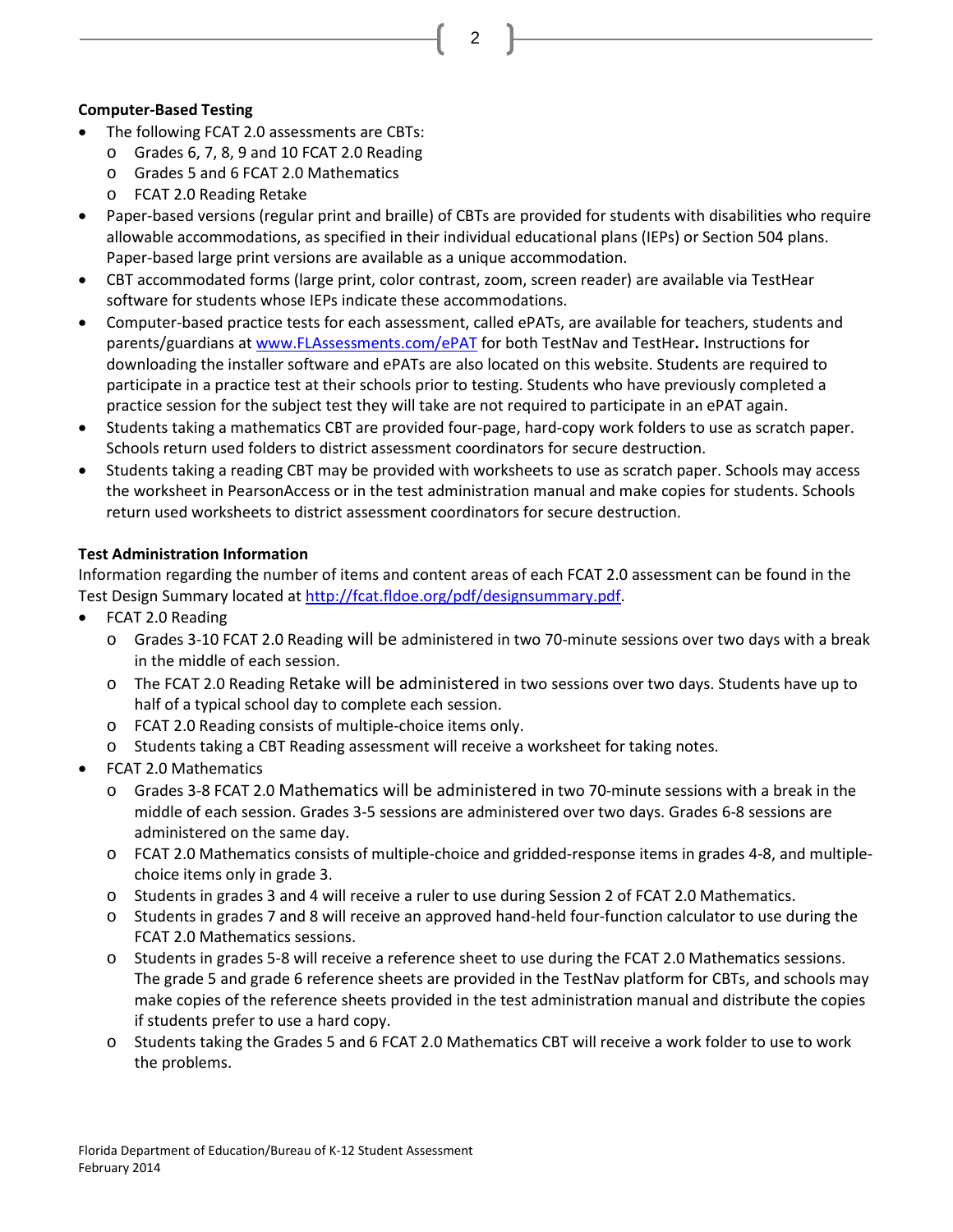**Computer-Based Testing**

- The following FCAT 2.0 assessments are CBTs:
    - Grades 6, 7, 8, 9 and 10 FCAT 2.0 Reading
    - Grades 5 and 6 FCAT 2.0 Mathematics
    - FCAT 2.0 Reading Retake
- Paper-based versions (regular print and braille) of CBTs are provided for students with disabilities who require allowable accommodations, as specified in their individual educational plans (IEPs) or Section 504 plans. Paper-based large print versions are available as a unique accommodation.
- CBT accommodated forms (large print, color contrast, zoom, screen reader) are available via TestHear software for students whose IEPs indicate these accommodations.
- Computer-based practice tests for each assessment, called ePATs, are available for teachers, students and parents/guardians at [www.FLAssessments.com/ePAT](www.FLAssessments.com/ePAT) for both TestNav and TestHear**.** Instructions for downloading the installer software and ePATs are also located on this website. Students are required to participate in a practice test at their schools prior to testing. Students who have previously completed a practice session for the subject test they will take are not required to participate in an ePAT again.
- Students taking a mathematics CBT are provided four-page, hard-copy work folders to use as scratch paper. Schools return used folders to district assessment coordinators for secure destruction.
- Students taking a reading CBT may be provided with worksheets to use as scratch paper. Schools may access the worksheet in PearsonAccess or in the test administration manual and make copies for students. Schools return used worksheets to district assessment coordinators for secure destruction.

**Test Administration Information**

Information regarding the number of items and content areas of each FCAT 2.0 assessment can be found in the Test Design Summary located at [http://fcat.fldoe.org/pdf/designsummary.pdf](http://fcat.fldoe.org/pdf/designsummary.pdf).

- FCAT 2.0 Reading
    - Grades 3-10 FCAT 2.0 Reading will be administered in two 70-minute sessions over two days with a break in the middle of each session.
    - The FCAT 2.0 Reading Retake will be administered in two sessions over two days. Students have up to half of a typical school day to complete each session.
    - FCAT 2.0 Reading consists of multiple-choice items only.
    - Students taking a CBT Reading assessment will receive a worksheet for taking notes.
- FCAT 2.0 Mathematics
    - Grades 3-8 FCAT 2.0 Mathematics will be administered in two 70-minute sessions with a break in the middle of each session. Grades 3-5 sessions are administered over two days. Grades 6-8 sessions are administered on the same day.
    - FCAT 2.0 Mathematics consists of multiple-choice and gridded-response items in grades 4-8, and multiple-choice items only in grade 3.
    - Students in grades 3 and 4 will receive a ruler to use during Session 2 of FCAT 2.0 Mathematics.
    - Students in grades 7 and 8 will receive an approved hand-held four-function calculator to use during the FCAT 2.0 Mathematics sessions.
    - Students in grades 5-8 will receive a reference sheet to use during the FCAT 2.0 Mathematics sessions. The grade 5 and grade 6 reference sheets are provided in the TestNav platform for CBTs, and schools may make copies of the reference sheets provided in the test administration manual and distribute the copies if students prefer to use a hard copy.
    - Students taking the Grades 5 and 6 FCAT 2.0 Mathematics CBT will receive a work folder to use to work the problems.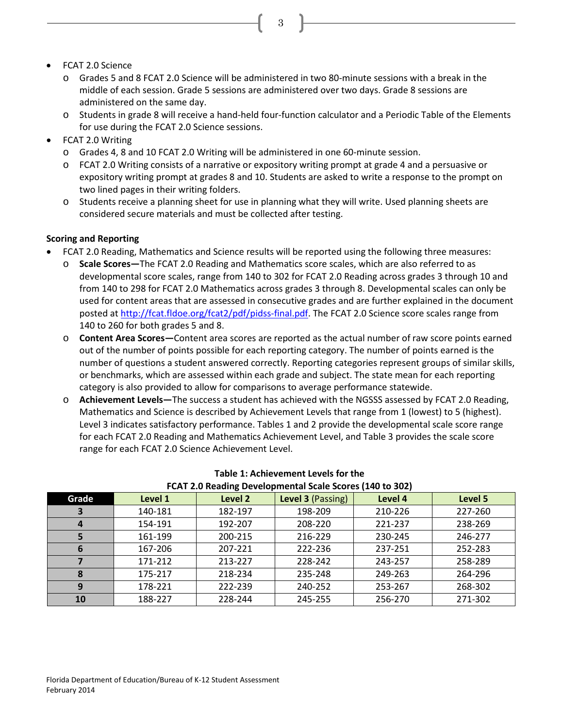- FCAT 2.0 Science
  - Grades 5 and 8 FCAT 2.0 Science will be administered in two 80-minute sessions with a break in the middle of each session. Grade 5 sessions are administered over two days. Grade 8 sessions are administered on the same day.
  - Students in grade 8 will receive a hand-held four-function calculator and a Periodic Table of the Elements for use during the FCAT 2.0 Science sessions.
- FCAT 2.0 Writing
  - Grades 4, 8 and 10 FCAT 2.0 Writing will be administered in one 60-minute session.
  - FCAT 2.0 Writing consists of a narrative or expository writing prompt at grade 4 and a persuasive or expository writing prompt at grades 8 and 10. Students are asked to write a response to the prompt on two lined pages in their writing folders.
  - Students receive a planning sheet for use in planning what they will write. Used planning sheets are considered secure materials and must be collected after testing.

**Scoring and Reporting**

- FCAT 2.0 Reading, Mathematics and Science results will be reported using the following three measures:
  - **Scale Scores—**The FCAT 2.0 Reading and Mathematics score scales, which are also referred to as developmental score scales, range from 140 to 302 for FCAT 2.0 Reading across grades 3 through 10 and from 140 to 298 for FCAT 2.0 Mathematics across grades 3 through 8. Developmental scales can only be used for content areas that are assessed in consecutive grades and are further explained in the document posted at http://fcat.fldoe.org/fcat2/pdf/pidss-final.pdf. The FCAT 2.0 Science score scales range from 140 to 260 for both grades 5 and 8.
  - **Content Area Scores—**Content area scores are reported as the actual number of raw score points earned out of the number of points possible for each reporting category. The number of points earned is the number of questions a student answered correctly. Reporting categories represent groups of similar skills, or benchmarks, which are assessed within each grade and subject. The state mean for each reporting category is also provided to allow for comparisons to average performance statewide.
  - **Achievement Levels—**The success a student has achieved with the NGSSS assessed by FCAT 2.0 Reading, Mathematics and Science is described by Achievement Levels that range from 1 (lowest) to 5 (highest). Level 3 indicates satisfactory performance. Tables 1 and 2 provide the developmental scale score range for each FCAT 2.0 Reading and Mathematics Achievement Level, and Table 3 provides the scale score range for each FCAT 2.0 Science Achievement Level.

**Table 1: Achievement Levels for the FCAT 2.0 Reading Developmental Scale Scores (140 to 302)**

| Grade | Level 1 | Level 2 | Level 3 (Passing) | Level 4 | Level 5 |
|---|---|---|---|---|---|
| **3** | 140-181 | 182-197 | 198-209 | 210-226 | 227-260 |
| **4** | 154-191 | 192-207 | 208-220 | 221-237 | 238-269 |
| **5** | 161-199 | 200-215 | 216-229 | 230-245 | 246-277 |
| **6** | 167-206 | 207-221 | 222-236 | 237-251 | 252-283 |
| **7** | 171-212 | 213-227 | 228-242 | 243-257 | 258-289 |
| **8** | 175-217 | 218-234 | 235-248 | 249-263 | 264-296 |
| **9** | 178-221 | 222-239 | 240-252 | 253-267 | 268-302 |
| **10** | 188-227 | 228-244 | 245-255 | 256-270 | 271-302 |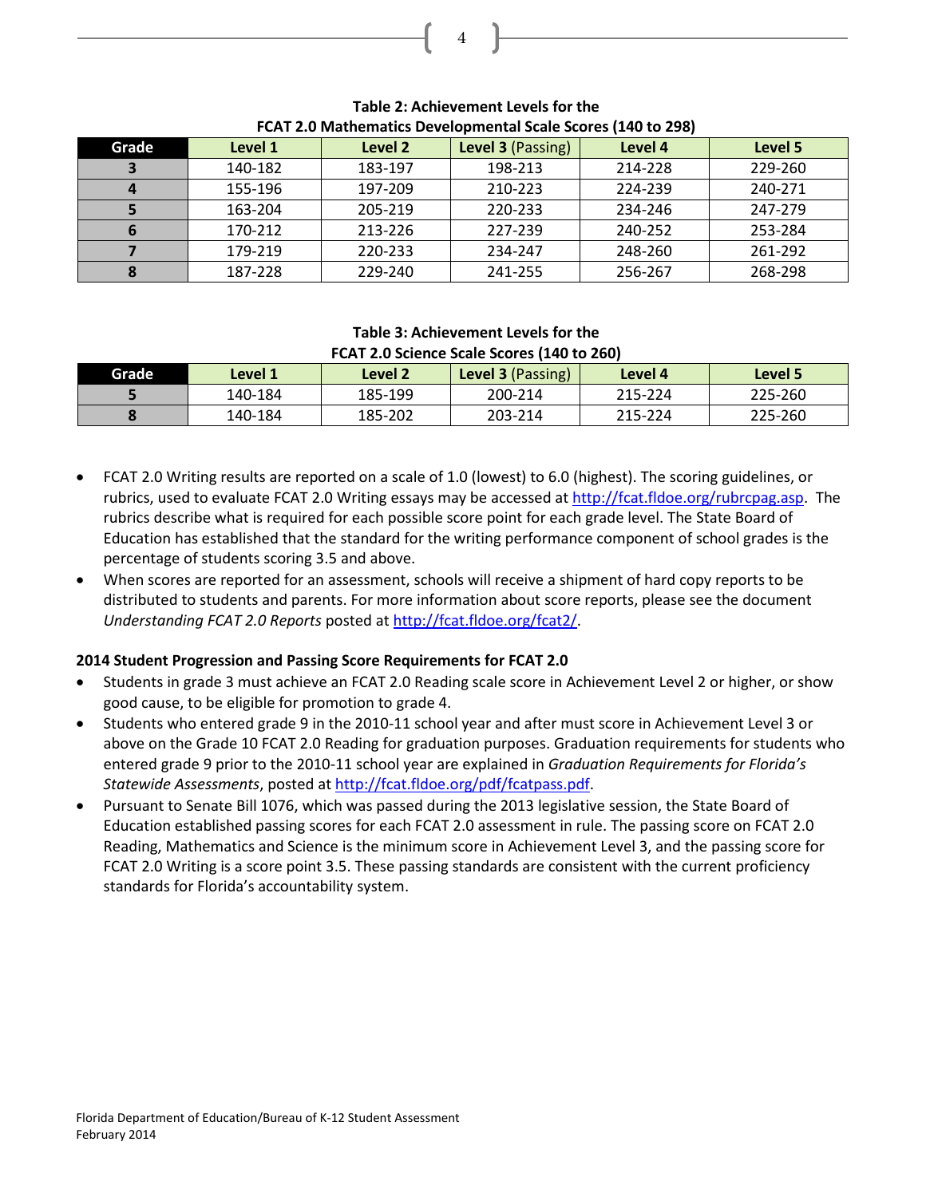**Table 2: Achievement Levels for the FCAT 2.0 Mathematics Developmental Scale Scores (140 to 298)**

| Grade | Level 1 | Level 2 | Level 3 (Passing) | Level 4 | Level 5 |
|---|---|---|---|---|---|
| 3 | 140-182 | 183-197 | 198-213 | 214-228 | 229-260 |
| 4 | 155-196 | 197-209 | 210-223 | 224-239 | 240-271 |
| 5 | 163-204 | 205-219 | 220-233 | 234-246 | 247-279 |
| 6 | 170-212 | 213-226 | 227-239 | 240-252 | 253-284 |
| 7 | 179-219 | 220-233 | 234-247 | 248-260 | 261-292 |
| 8 | 187-228 | 229-240 | 241-255 | 256-267 | 268-298 |

**Table 3: Achievement Levels for the FCAT 2.0 Science Scale Scores (140 to 260)**

| Grade | Level 1 | Level 2 | Level 3 (Passing) | Level 4 | Level 5 |
|---|---|---|---|---|---|
| 5 | 140-184 | 185-199 | 200-214 | 215-224 | 225-260 |
| 8 | 140-184 | 185-202 | 203-214 | 215-224 | 225-260 |

- FCAT 2.0 Writing results are reported on a scale of 1.0 (lowest) to 6.0 (highest). The scoring guidelines, or rubrics, used to evaluate FCAT 2.0 Writing essays may be accessed at http://fcat.fldoe.org/rubrcpag.asp. The rubrics describe what is required for each possible score point for each grade level. The State Board of Education has established that the standard for the writing performance component of school grades is the percentage of students scoring 3.5 and above.
- When scores are reported for an assessment, schools will receive a shipment of hard copy reports to be distributed to students and parents. For more information about score reports, please see the document *Understanding FCAT 2.0 Reports* posted at http://fcat.fldoe.org/fcat2/.

**2014 Student Progression and Passing Score Requirements for FCAT 2.0**

- Students in grade 3 must achieve an FCAT 2.0 Reading scale score in Achievement Level 2 or higher, or show good cause, to be eligible for promotion to grade 4.
- Students who entered grade 9 in the 2010-11 school year and after must score in Achievement Level 3 or above on the Grade 10 FCAT 2.0 Reading for graduation purposes. Graduation requirements for students who entered grade 9 prior to the 2010-11 school year are explained in *Graduation Requirements for Florida's Statewide Assessments*, posted at http://fcat.fldoe.org/pdf/fcatpass.pdf.
- Pursuant to Senate Bill 1076, which was passed during the 2013 legislative session, the State Board of Education established passing scores for each FCAT 2.0 assessment in rule. The passing score on FCAT 2.0 Reading, Mathematics and Science is the minimum score in Achievement Level 3, and the passing score for FCAT 2.0 Writing is a score point 3.5. These passing standards are consistent with the current proficiency standards for Florida's accountability system.